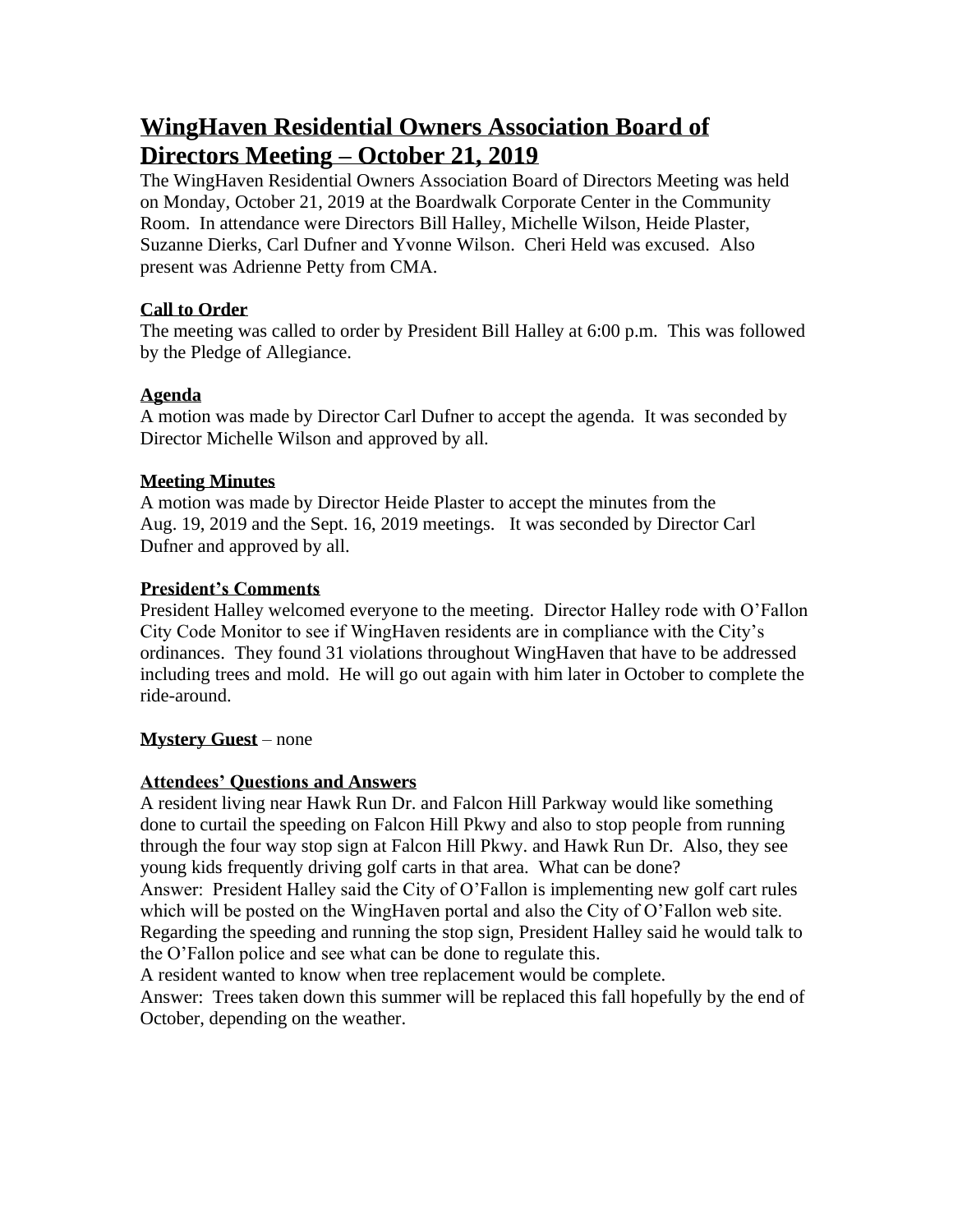# WingHaven Residential Owners Association Board of Directors Meeting – October 21, 2019

The WingHaven Residential Owners Association Board of Directors Meeting was held on Monday, October 21, 2019 at the Boardwalk Corporate Center in the Community Room. In attendance were Directors Bill Halley, Michelle Wilson, Heide Plaster, Suzanne Dierks, Carl Dufner and Yvonne Wilson. Cheri Held was excused. Also present was Adrienne Petty from CMA.

**Call to Order**

The meeting was called to order by President Bill Halley at 6:00 p.m. This was followed by the Pledge of Allegiance.

**Agenda**

A motion was made by Director Carl Dufner to accept the agenda. It was seconded by Director Michelle Wilson and approved by all.

**Meeting Minutes**

A motion was made by Director Heide Plaster to accept the minutes from the Aug. 19, 2019 and the Sept. 16, 2019 meetings. It was seconded by Director Carl Dufner and approved by all.

**President's Comments**

President Halley welcomed everyone to the meeting. Director Halley rode with O'Fallon City Code Monitor to see if WingHaven residents are in compliance with the City's ordinances. They found 31 violations throughout WingHaven that have to be addressed including trees and mold. He will go out again with him later in October to complete the ride-around.

**Mystery Guest** – none

**Attendees' Questions and Answers**

A resident living near Hawk Run Dr. and Falcon Hill Parkway would like something done to curtail the speeding on Falcon Hill Pkwy and also to stop people from running through the four way stop sign at Falcon Hill Pkwy. and Hawk Run Dr. Also, they see young kids frequently driving golf carts in that area. What can be done?

Answer: President Halley said the City of O'Fallon is implementing new golf cart rules which will be posted on the WingHaven portal and also the City of O'Fallon web site. Regarding the speeding and running the stop sign, President Halley said he would talk to the O'Fallon police and see what can be done to regulate this.

A resident wanted to know when tree replacement would be complete.

Answer: Trees taken down this summer will be replaced this fall hopefully by the end of October, depending on the weather.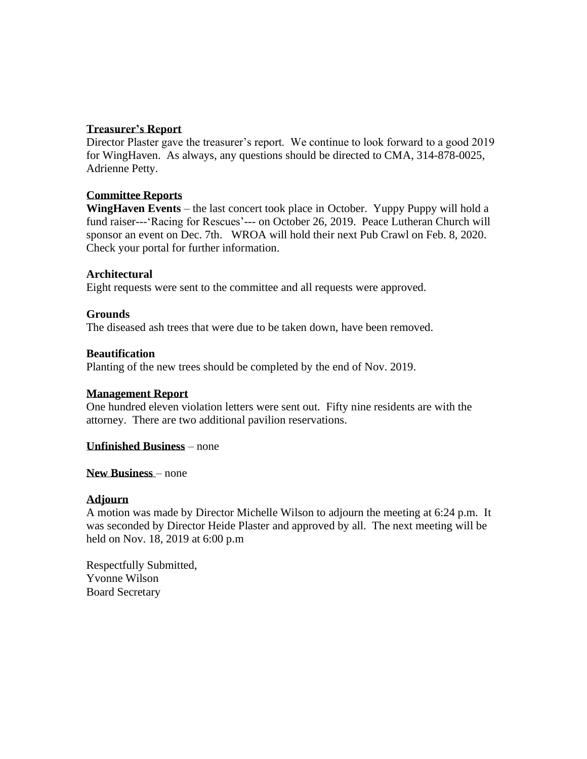**Treasurer's Report**

Director Plaster gave the treasurer's report. We continue to look forward to a good 2019 for WingHaven. As always, any questions should be directed to CMA, 314-878-0025, Adrienne Petty.

**Committee Reports**

**WingHaven Events** – the last concert took place in October. Yuppy Puppy will hold a fund raiser---'Racing for Rescues'--- on October 26, 2019. Peace Lutheran Church will sponsor an event on Dec. 7th. WROA will hold their next Pub Crawl on Feb. 8, 2020. Check your portal for further information.

**Architectural**

Eight requests were sent to the committee and all requests were approved.

**Grounds**

The diseased ash trees that were due to be taken down, have been removed.

**Beautification**

Planting of the new trees should be completed by the end of Nov. 2019.

**Management Report**

One hundred eleven violation letters were sent out. Fifty nine residents are with the attorney. There are two additional pavilion reservations.

**Unfinished Business** – none

**New Business** – none

**Adjourn**

A motion was made by Director Michelle Wilson to adjourn the meeting at 6:24 p.m. It was seconded by Director Heide Plaster and approved by all. The next meeting will be held on Nov. 18, 2019 at 6:00 p.m

Respectfully Submitted,
Yvonne Wilson
Board Secretary